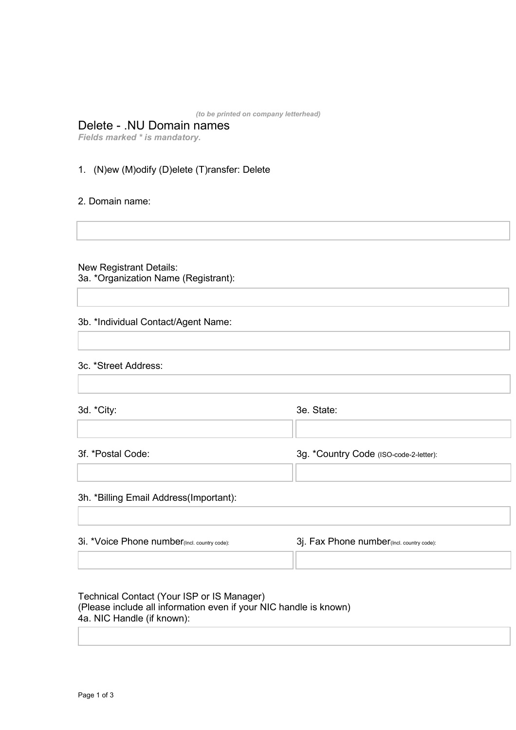*(to be printed on company letterhead)*

# Delete - .NU Domain names

***Fields marked * is mandatory.***

1. (N)ew (M)odify (D)elete (T)ransfer: Delete

2. Domain name:

New Registrant Details:

3a. *Organization Name (Registrant):

3b. *Individual Contact/Agent Name:

3c. *Street Address:

3d. *City:

3e. State:

3f. *Postal Code:

3g. *Country Code (ISO-code-2-letter):

3h. *Billing Email Address(Important):

3i. *Voice Phone number(Incl. country code):

3j. Fax Phone number(Incl. country code):

Technical Contact (Your ISP or IS Manager)
(Please include all information even if your NIC handle is known)

4a. NIC Handle (if known):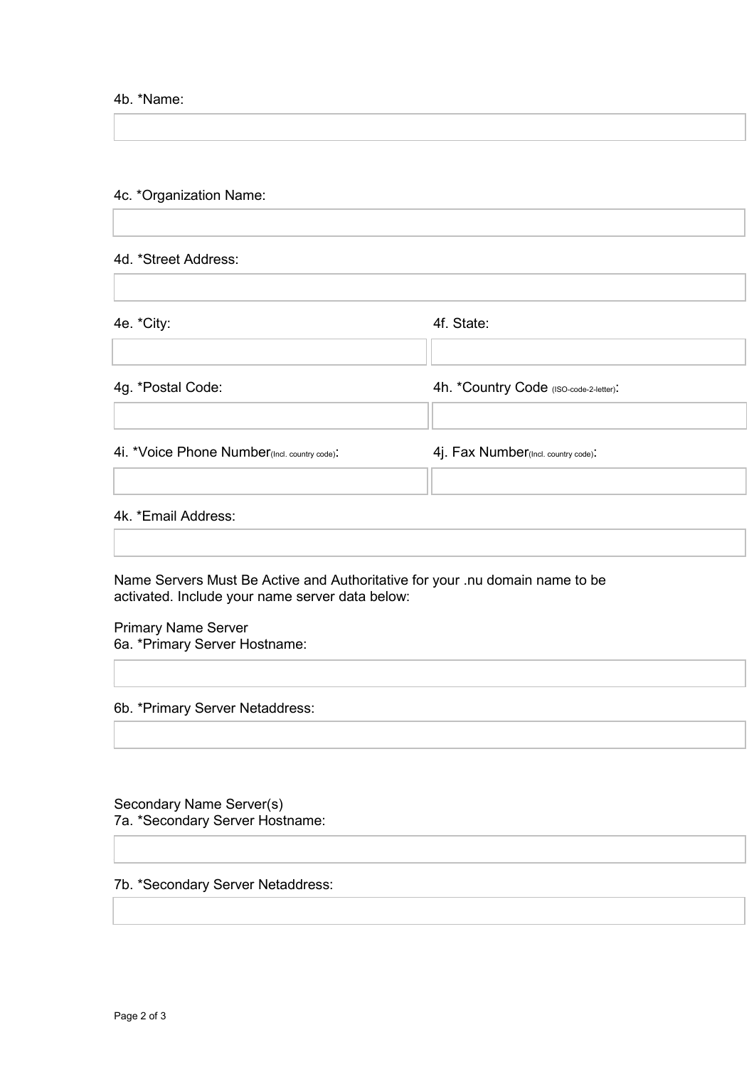4b. *Name:

4c. *Organization Name:

4d. *Street Address:

4e. *City:

4f. State:

4g. *Postal Code:

4h. *Country Code (ISO-code-2-letter):

4i. *Voice Phone Number(Incl. country code):

4j. Fax Number(Incl. country code):

4k. *Email Address:

Name Servers Must Be Active and Authoritative for your .nu domain name to be activated. Include your name server data below:

Primary Name Server
6a. *Primary Server Hostname:

6b. *Primary Server Netaddress:

Secondary Name Server(s)
7a. *Secondary Server Hostname:

7b. *Secondary Server Netaddress: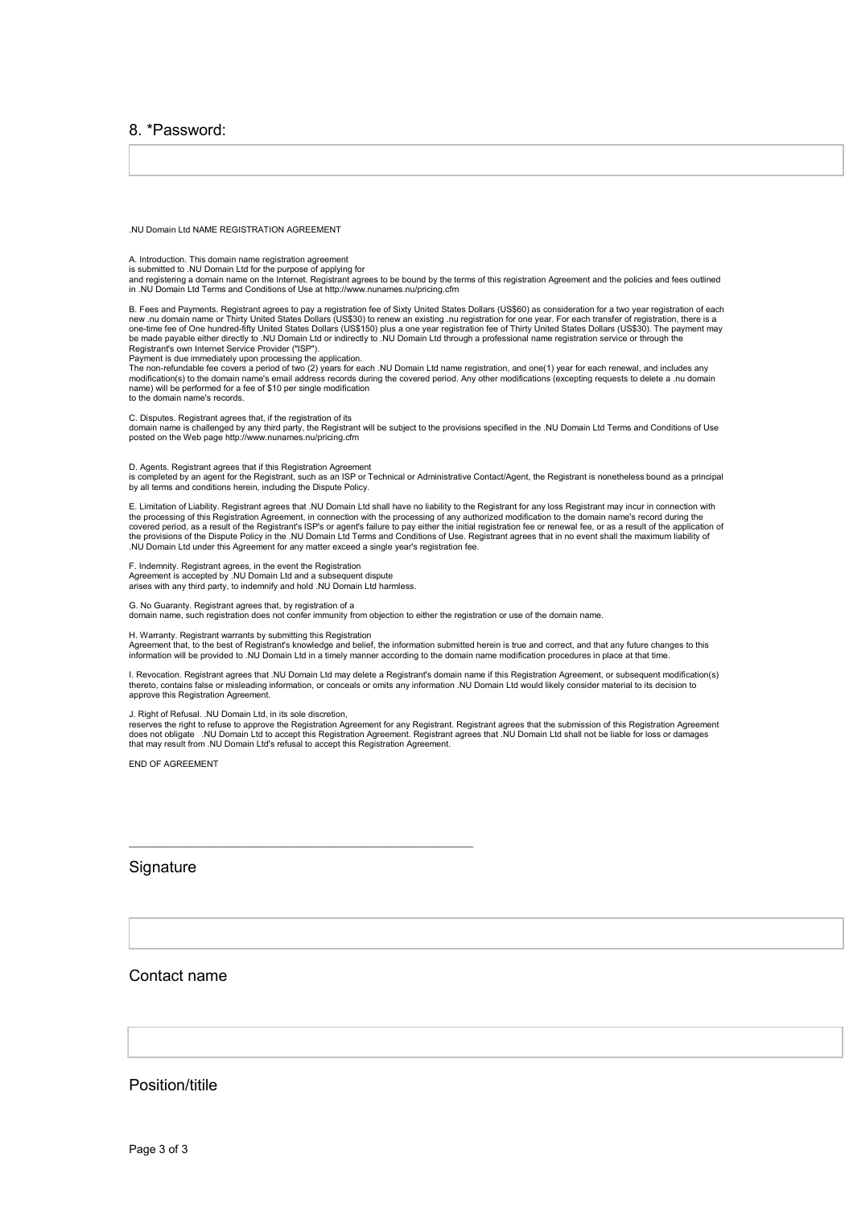## 8. *Password:

.NU Domain Ltd NAME REGISTRATION AGREEMENT

A. Introduction. This domain name registration agreement is submitted to .NU Domain Ltd for the purpose of applying for and registering a domain name on the Internet. Registrant agrees to be bound by the terms of this registration Agreement and the policies and fees outlined in .NU Domain Ltd Terms and Conditions of Use at http://www.nunames.nu/pricing.cfm

B. Fees and Payments. Registrant agrees to pay a registration fee of Sixty United States Dollars (US$60) as consideration for a two year registration of each new .nu domain name or Thirty United States Dollars (US$30) to renew an existing .nu registration for one year. For each transfer of registration, there is a one-time fee of One hundred-fifty United States Dollars (US$150) plus a one year registration fee of Thirty United States Dollars (US$30). The payment may be made payable either directly to .NU Domain Ltd or indirectly to .NU Domain Ltd through a professional name registration service or through the Registrant's own Internet Service Provider ("ISP").
Payment is due immediately upon processing the application.
The non-refundable fee covers a period of two (2) years for each .NU Domain Ltd name registration, and one(1) year for each renewal, and includes any modification(s) to the domain name's email address records during the covered period. Any other modifications (excepting requests to delete a .nu domain name) will be performed for a fee of $10 per single modification to the domain name's records.

C. Disputes. Registrant agrees that, if the registration of its domain name is challenged by any third party, the Registrant will be subject to the provisions specified in the .NU Domain Ltd Terms and Conditions of Use posted on the Web page http://www.nunames.nu/pricing.cfm

D. Agents. Registrant agrees that if this Registration Agreement is completed by an agent for the Registrant, such as an ISP or Technical or Administrative Contact/Agent, the Registrant is nonetheless bound as a principal by all terms and conditions herein, including the Dispute Policy.

E. Limitation of Liability. Registrant agrees that .NU Domain Ltd shall have no liability to the Registrant for any loss Registrant may incur in connection with the processing of this Registration Agreement, in connection with the processing of any authorized modification to the domain name's record during the covered period, as a result of the Registrant's ISP's or agent's failure to pay either the initial registration fee or renewal fee, or as a result of the application of the provisions of the Dispute Policy in the .NU Domain Ltd Terms and Conditions of Use. Registrant agrees that in no event shall the maximum liability of .NU Domain Ltd under this Agreement for any matter exceed a single year's registration fee.

F. Indemnity. Registrant agrees, in the event the Registration Agreement is accepted by .NU Domain Ltd and a subsequent dispute arises with any third party, to indemnify and hold .NU Domain Ltd harmless.

G. No Guaranty. Registrant agrees that, by registration of a domain name, such registration does not confer immunity from objection to either the registration or use of the domain name.

H. Warranty. Registrant warrants by submitting this Registration Agreement that, to the best of Registrant's knowledge and belief, the information submitted herein is true and correct, and that any future changes to this information will be provided to .NU Domain Ltd in a timely manner according to the domain name modification procedures in place at that time.

I. Revocation. Registrant agrees that .NU Domain Ltd may delete a Registrant's domain name if this Registration Agreement, or subsequent modification(s) thereto, contains false or misleading information, or conceals or omits any information .NU Domain Ltd would likely consider material to its decision to approve this Registration Agreement.

J. Right of Refusal. .NU Domain Ltd, in its sole discretion, reserves the right to refuse to approve the Registration Agreement for any Registrant. Registrant agrees that the submission of this Registration Agreement does not obligate .NU Domain Ltd to accept this Registration Agreement. Registrant agrees that .NU Domain Ltd shall not be liable for loss or damages that may result from .NU Domain Ltd's refusal to accept this Registration Agreement.

END OF AGREEMENT

_____________________________________________

## Signature

## Contact name

## Position/titile